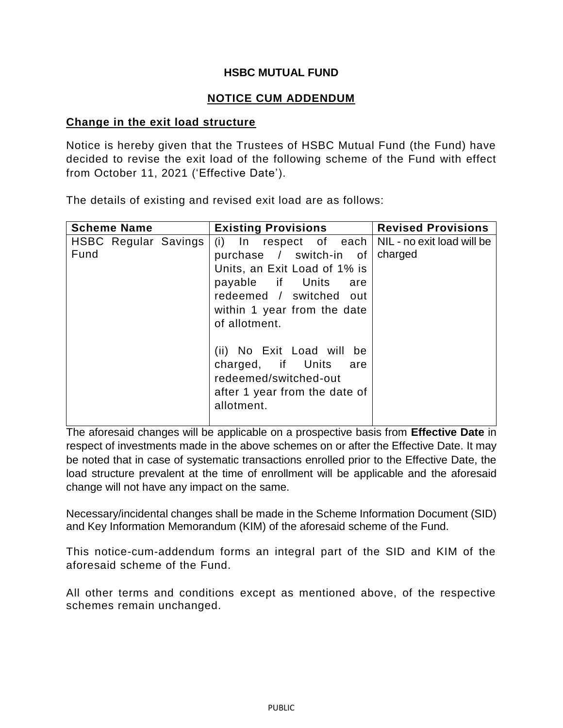# HSBC MUTUAL FUND

## NOTICE CUM ADDENDUM

### Change in the exit load structure

Notice is hereby given that the Trustees of HSBC Mutual Fund (the Fund) have decided to revise the exit load of the following scheme of the Fund with effect from October 11, 2021 ('Effective Date').

The details of existing and revised exit load are as follows:

| Scheme Name | Existing Provisions | Revised Provisions |
|---|---|---|
| HSBC Regular Savings Fund | (i) In respect of each purchase / switch-in of Units, an Exit Load of 1% is payable if Units are redeemed / switched out within 1 year from the date of allotment.<br><br>(ii) No Exit Load will be charged, if Units are redeemed/switched-out after 1 year from the date of allotment. | NIL - no exit load will be charged |

The aforesaid changes will be applicable on a prospective basis from **Effective Date** in respect of investments made in the above schemes on or after the Effective Date. It may be noted that in case of systematic transactions enrolled prior to the Effective Date, the load structure prevalent at the time of enrollment will be applicable and the aforesaid change will not have any impact on the same.

Necessary/incidental changes shall be made in the Scheme Information Document (SID) and Key Information Memorandum (KIM) of the aforesaid scheme of the Fund.

This notice-cum-addendum forms an integral part of the SID and KIM of the aforesaid scheme of the Fund.

All other terms and conditions except as mentioned above, of the respective schemes remain unchanged.

PUBLIC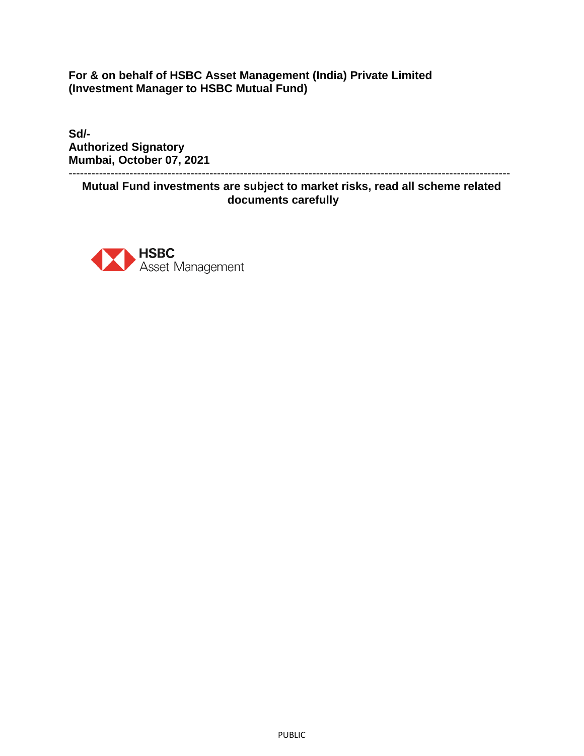**For & on behalf of HSBC Asset Management (India) Private Limited**
**(Investment Manager to HSBC Mutual Fund)**

**Sd/-**
**Authorized Signatory**
**Mumbai, October 07, 2021**

---

**Mutual Fund investments are subject to market risks, read all scheme related documents carefully**

HSBC
Asset Management

PUBLIC